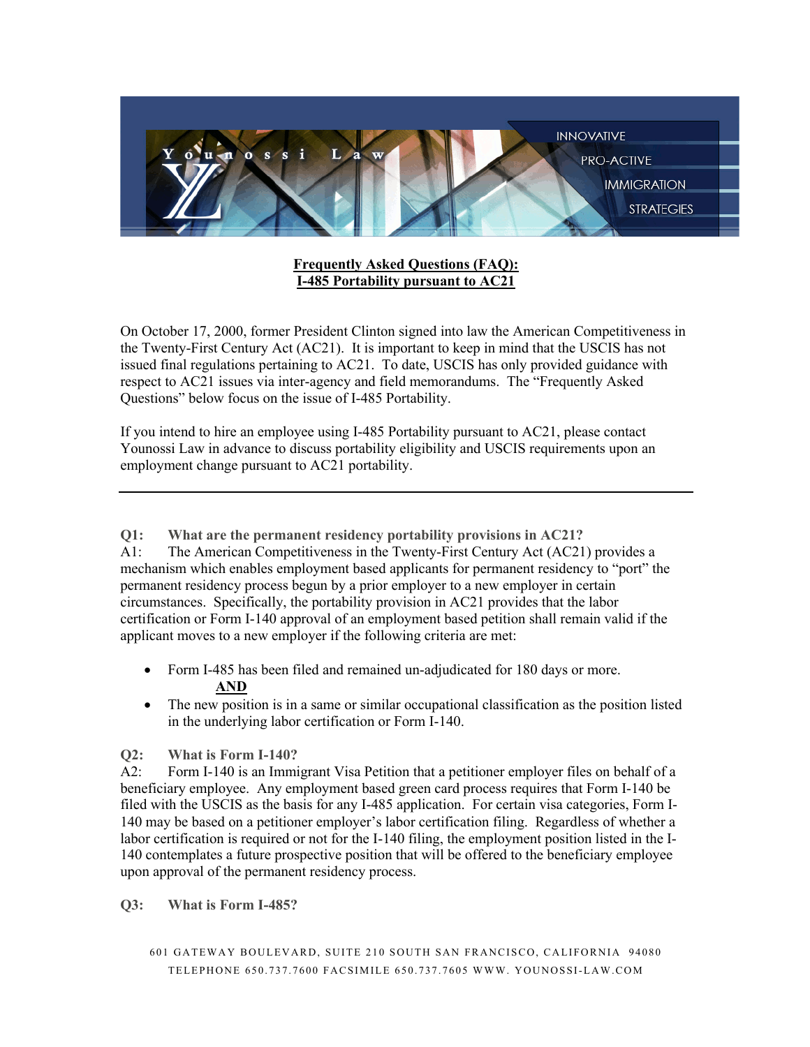**Frequently Asked Questions (FAQ):**
**I-485 Portability pursuant to AC21**

On October 17, 2000, former President Clinton signed into law the American Competitiveness in the Twenty-First Century Act (AC21). It is important to keep in mind that the USCIS has not issued final regulations pertaining to AC21. To date, USCIS has only provided guidance with respect to AC21 issues via inter-agency and field memorandums. The "Frequently Asked Questions" below focus on the issue of I-485 Portability.

If you intend to hire an employee using I-485 Portability pursuant to AC21, please contact Younossi Law in advance to discuss portability eligibility and USCIS requirements upon an employment change pursuant to AC21 portability.

---

**Q1: What are the permanent residency portability provisions in AC21?**

A1: The American Competitiveness in the Twenty-First Century Act (AC21) provides a mechanism which enables employment based applicants for permanent residency to "port" the permanent residency process begun by a prior employer to a new employer in certain circumstances. Specifically, the portability provision in AC21 provides that the labor certification or Form I-140 approval of an employment based petition shall remain valid if the applicant moves to a new employer if the following criteria are met:

- Form I-485 has been filed and remained un-adjudicated for 180 days or more.
  **AND**
- The new position is in a same or similar occupational classification as the position listed in the underlying labor certification or Form I-140.

**Q2: What is Form I-140?**

A2: Form I-140 is an Immigrant Visa Petition that a petitioner employer files on behalf of a beneficiary employee. Any employment based green card process requires that Form I-140 be filed with the USCIS as the basis for any I-485 application. For certain visa categories, Form I-140 may be based on a petitioner employer's labor certification filing. Regardless of whether a labor certification is required or not for the I-140 filing, the employment position listed in the I-140 contemplates a future prospective position that will be offered to the beneficiary employee upon approval of the permanent residency process.

**Q3: What is Form I-485?**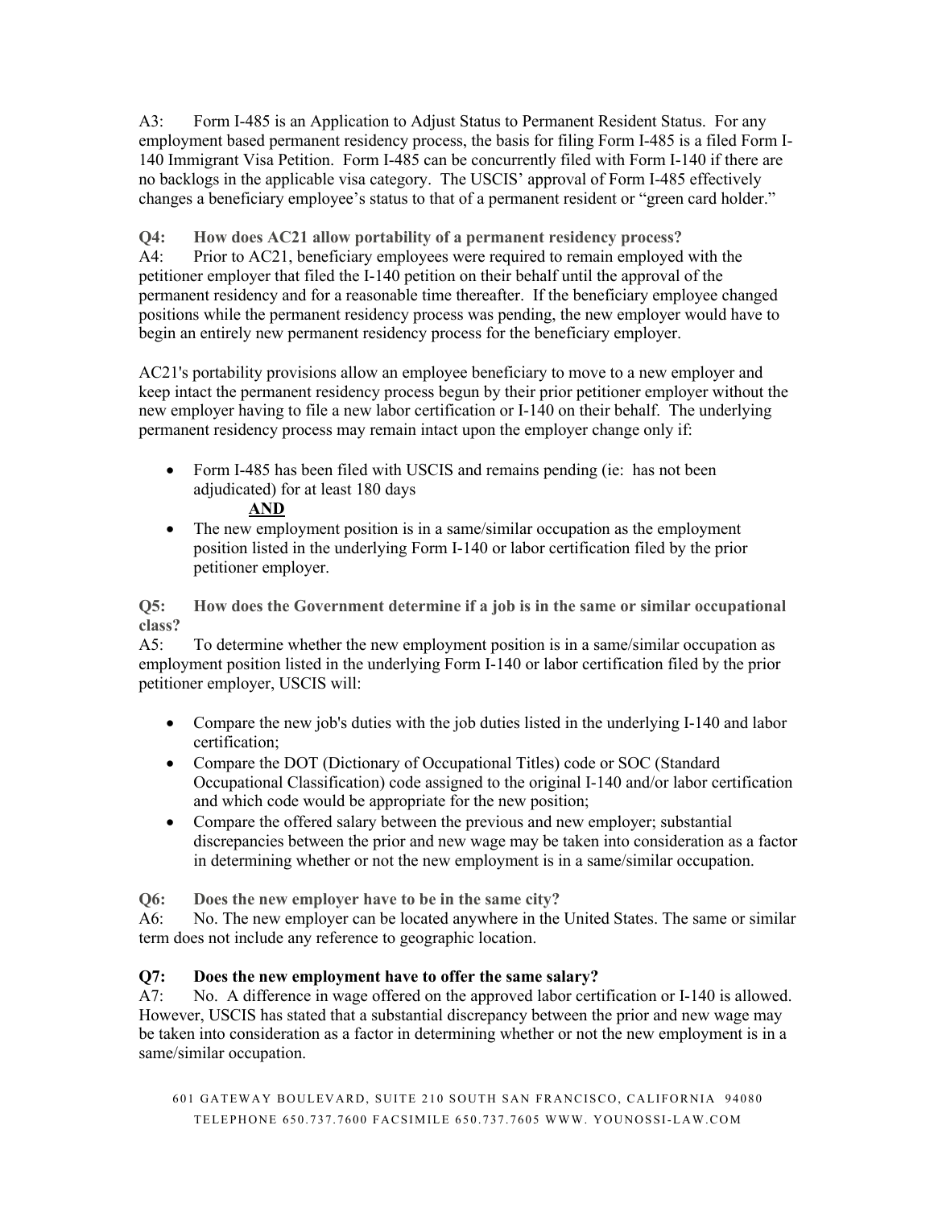A3: Form I-485 is an Application to Adjust Status to Permanent Resident Status. For any employment based permanent residency process, the basis for filing Form I-485 is a filed Form I-140 Immigrant Visa Petition. Form I-485 can be concurrently filed with Form I-140 if there are no backlogs in the applicable visa category. The USCIS' approval of Form I-485 effectively changes a beneficiary employee's status to that of a permanent resident or "green card holder."

**Q4: How does AC21 allow portability of a permanent residency process?**

A4: Prior to AC21, beneficiary employees were required to remain employed with the petitioner employer that filed the I-140 petition on their behalf until the approval of the permanent residency and for a reasonable time thereafter. If the beneficiary employee changed positions while the permanent residency process was pending, the new employer would have to begin an entirely new permanent residency process for the beneficiary employer.

AC21's portability provisions allow an employee beneficiary to move to a new employer and keep intact the permanent residency process begun by their prior petitioner employer without the new employer having to file a new labor certification or I-140 on their behalf. The underlying permanent residency process may remain intact upon the employer change only if:

- Form I-485 has been filed with USCIS and remains pending (ie: has not been adjudicated) for at least 180 days

  **AND**

- The new employment position is in a same/similar occupation as the employment position listed in the underlying Form I-140 or labor certification filed by the prior petitioner employer.

**Q5: How does the Government determine if a job is in the same or similar occupational class?**

A5: To determine whether the new employment position is in a same/similar occupation as employment position listed in the underlying Form I-140 or labor certification filed by the prior petitioner employer, USCIS will:

- Compare the new job's duties with the job duties listed in the underlying I-140 and labor certification;
- Compare the DOT (Dictionary of Occupational Titles) code or SOC (Standard Occupational Classification) code assigned to the original I-140 and/or labor certification and which code would be appropriate for the new position;
- Compare the offered salary between the previous and new employer; substantial discrepancies between the prior and new wage may be taken into consideration as a factor in determining whether or not the new employment is in a same/similar occupation.

**Q6: Does the new employer have to be in the same city?**

A6: No. The new employer can be located anywhere in the United States. The same or similar term does not include any reference to geographic location.

**Q7: Does the new employment have to offer the same salary?**

A7: No. A difference in wage offered on the approved labor certification or I-140 is allowed. However, USCIS has stated that a substantial discrepancy between the prior and new wage may be taken into consideration as a factor in determining whether or not the new employment is in a same/similar occupation.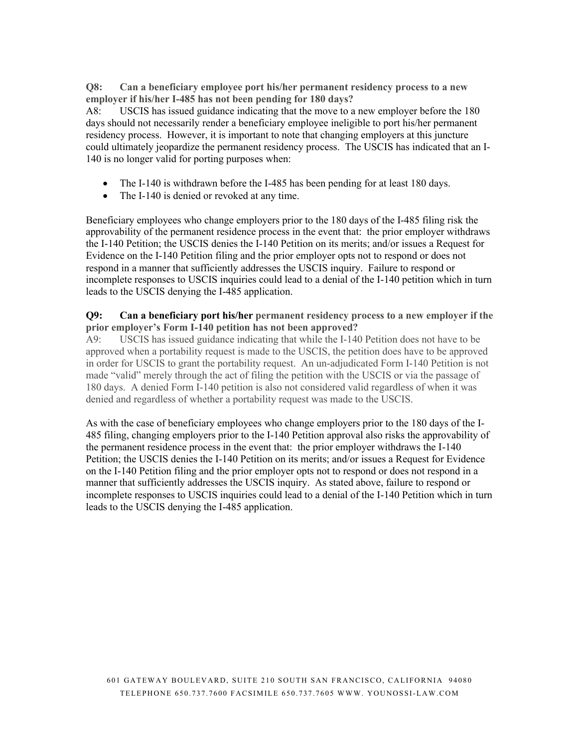**Q8: Can a beneficiary employee port his/her permanent residency process to a new employer if his/her I-485 has not been pending for 180 days?**

A8: USCIS has issued guidance indicating that the move to a new employer before the 180 days should not necessarily render a beneficiary employee ineligible to port his/her permanent residency process. However, it is important to note that changing employers at this juncture could ultimately jeopardize the permanent residency process. The USCIS has indicated that an I-140 is no longer valid for porting purposes when:

- The I-140 is withdrawn before the I-485 has been pending for at least 180 days.
- The I-140 is denied or revoked at any time.

Beneficiary employees who change employers prior to the 180 days of the I-485 filing risk the approvability of the permanent residence process in the event that: the prior employer withdraws the I-140 Petition; the USCIS denies the I-140 Petition on its merits; and/or issues a Request for Evidence on the I-140 Petition filing and the prior employer opts not to respond or does not respond in a manner that sufficiently addresses the USCIS inquiry. Failure to respond or incomplete responses to USCIS inquiries could lead to a denial of the I-140 petition which in turn leads to the USCIS denying the I-485 application.

**Q9: Can a beneficiary port his/her permanent residency process to a new employer if the prior employer's Form I-140 petition has not been approved?**

A9: USCIS has issued guidance indicating that while the I-140 Petition does not have to be approved when a portability request is made to the USCIS, the petition does have to be approved in order for USCIS to grant the portability request. An un-adjudicated Form I-140 Petition is not made "valid" merely through the act of filing the petition with the USCIS or via the passage of 180 days. A denied Form I-140 petition is also not considered valid regardless of when it was denied and regardless of whether a portability request was made to the USCIS.

As with the case of beneficiary employees who change employers prior to the 180 days of the I-485 filing, changing employers prior to the I-140 Petition approval also risks the approvability of the permanent residence process in the event that: the prior employer withdraws the I-140 Petition; the USCIS denies the I-140 Petition on its merits; and/or issues a Request for Evidence on the I-140 Petition filing and the prior employer opts not to respond or does not respond in a manner that sufficiently addresses the USCIS inquiry. As stated above, failure to respond or incomplete responses to USCIS inquiries could lead to a denial of the I-140 Petition which in turn leads to the USCIS denying the I-485 application.